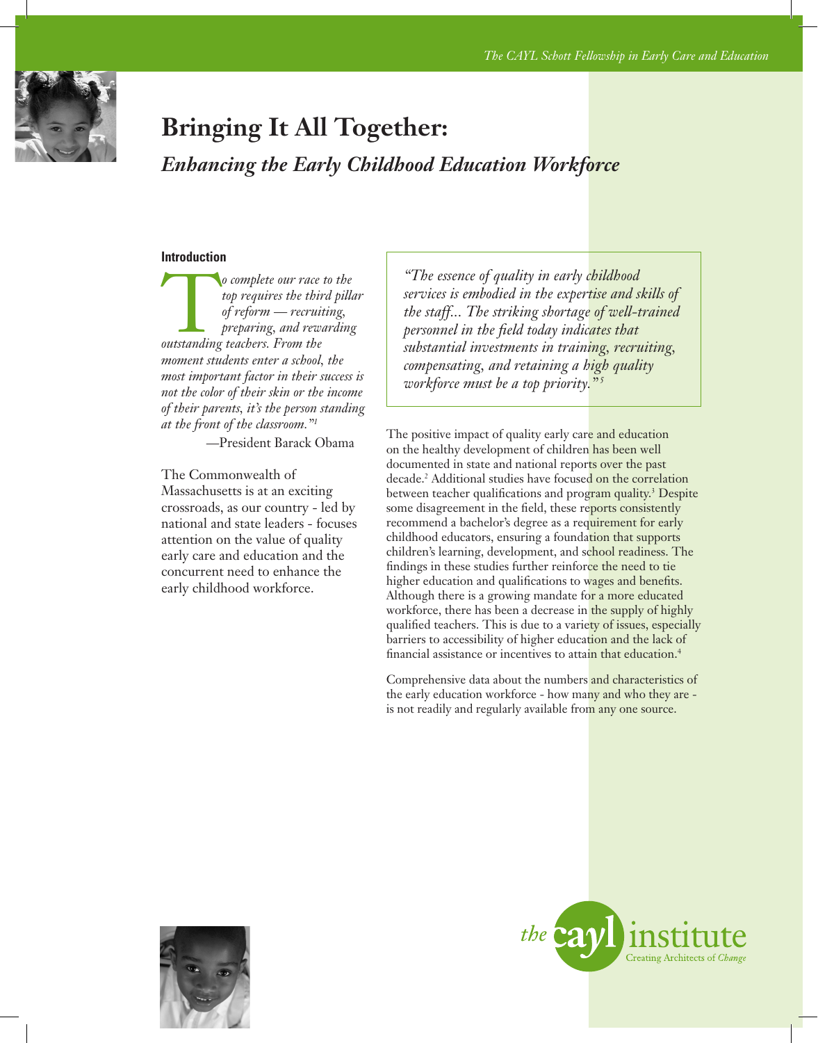# Bringing It All Together:

## *Enhancing the Early Childhood Education Workforce*

### Introduction

*"To complete our race to the top requires the third pillar of reform — recruiting, preparing, and rewarding outstanding teachers. From the moment students enter a school, the most important factor in their success is not the color of their skin or the income of their parents, it's the person standing at the front of the classroom."*[1]

—President Barack Obama

The Commonwealth of Massachusetts is at an exciting crossroads, as our country - led by national and state leaders - focuses attention on the value of quality early care and education and the concurrent need to enhance the early childhood workforce.

> *"The essence of quality in early childhood services is embodied in the expertise and skills of the staff... The striking shortage of well-trained personnel in the field today indicates that substantial investments in training, recruiting, compensating, and retaining a high quality workforce must be a top priority."*[5]

The positive impact of quality early care and education on the healthy development of children has been well documented in state and national reports over the past decade.[2] Additional studies have focused on the correlation between teacher qualifications and program quality.[3] Despite some disagreement in the field, these reports consistently recommend a bachelor's degree as a requirement for early childhood educators, ensuring a foundation that supports children's learning, development, and school readiness. The findings in these studies further reinforce the need to tie higher education and qualifications to wages and benefits. Although there is a growing mandate for a more educated workforce, there has been a decrease in the supply of highly qualified teachers. This is due to a variety of issues, especially barriers to accessibility of higher education and the lack of financial assistance or incentives to attain that education.[4]

Comprehensive data about the numbers and characteristics of the early education workforce - how many and who they are - is not readily and regularly available from any one source.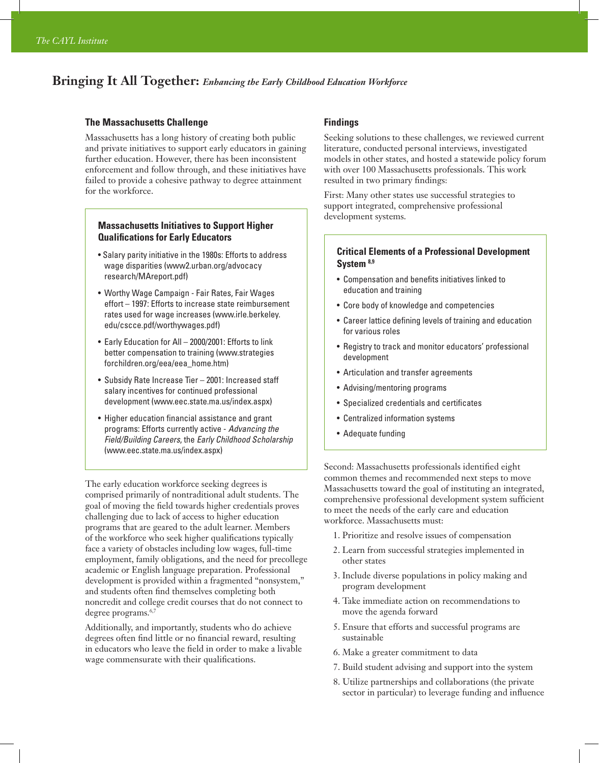# Bringing It All Together: *Enhancing the Early Childhood Education Workforce*

### The Massachusetts Challenge

Massachusetts has a long history of creating both public and private initiatives to support early educators in gaining further education. However, there has been inconsistent enforcement and follow through, and these initiatives have failed to provide a cohesive pathway to degree attainment for the workforce.

#### Massachusetts Initiatives to Support Higher Qualifications for Early Educators

- Salary parity initiative in the 1980s: Efforts to address wage disparities (www2.urban.org/advocacy research/MAreport.pdf)
- Worthy Wage Campaign - Fair Rates, Fair Wages effort – 1997: Efforts to increase state reimbursement rates used for wage increases (www.irle.berkeley.edu/cscce.pdf/worthywages.pdf)
- Early Education for All – 2000/2001: Efforts to link better compensation to training (www.strategiesforchildren.org/eea/eea_home.htm)
- Subsidy Rate Increase Tier – 2001: Increased staff salary incentives for continued professional development (www.eec.state.ma.us/index.aspx)
- Higher education financial assistance and grant programs: Efforts currently active - *Advancing the Field/Building Careers*, the *Early Childhood Scholarship* (www.eec.state.ma.us/index.aspx)

The early education workforce seeking degrees is comprised primarily of nontraditional adult students. The goal of moving the field towards higher credentials proves challenging due to lack of access to higher education programs that are geared to the adult learner. Members of the workforce who seek higher qualifications typically face a variety of obstacles including low wages, full-time employment, family obligations, and the need for precollege academic or English language preparation. Professional development is provided within a fragmented "nonsystem," and students often find themselves completing both noncredit and college credit courses that do not connect to degree programs.[6,7]

Additionally, and importantly, students who do achieve degrees often find little or no financial reward, resulting in educators who leave the field in order to make a livable wage commensurate with their qualifications.

### Findings

Seeking solutions to these challenges, we reviewed current literature, conducted personal interviews, investigated models in other states, and hosted a statewide policy forum with over 100 Massachusetts professionals. This work resulted in two primary findings:

First: Many other states use successful strategies to support integrated, comprehensive professional development systems.

#### Critical Elements of a Professional Development System [8,9]

- Compensation and benefits initiatives linked to education and training
- Core body of knowledge and competencies
- Career lattice defining levels of training and education for various roles
- Registry to track and monitor educators' professional development
- Articulation and transfer agreements
- Advising/mentoring programs
- Specialized credentials and certificates
- Centralized information systems
- Adequate funding

Second: Massachusetts professionals identified eight common themes and recommended next steps to move Massachusetts toward the goal of instituting an integrated, comprehensive professional development system sufficient to meet the needs of the early care and education workforce. Massachusetts must:

1. Prioritize and resolve issues of compensation
2. Learn from successful strategies implemented in other states
3. Include diverse populations in policy making and program development
4. Take immediate action on recommendations to move the agenda forward
5. Ensure that efforts and successful programs are sustainable
6. Make a greater commitment to data
7. Build student advising and support into the system
8. Utilize partnerships and collaborations (the private sector in particular) to leverage funding and influence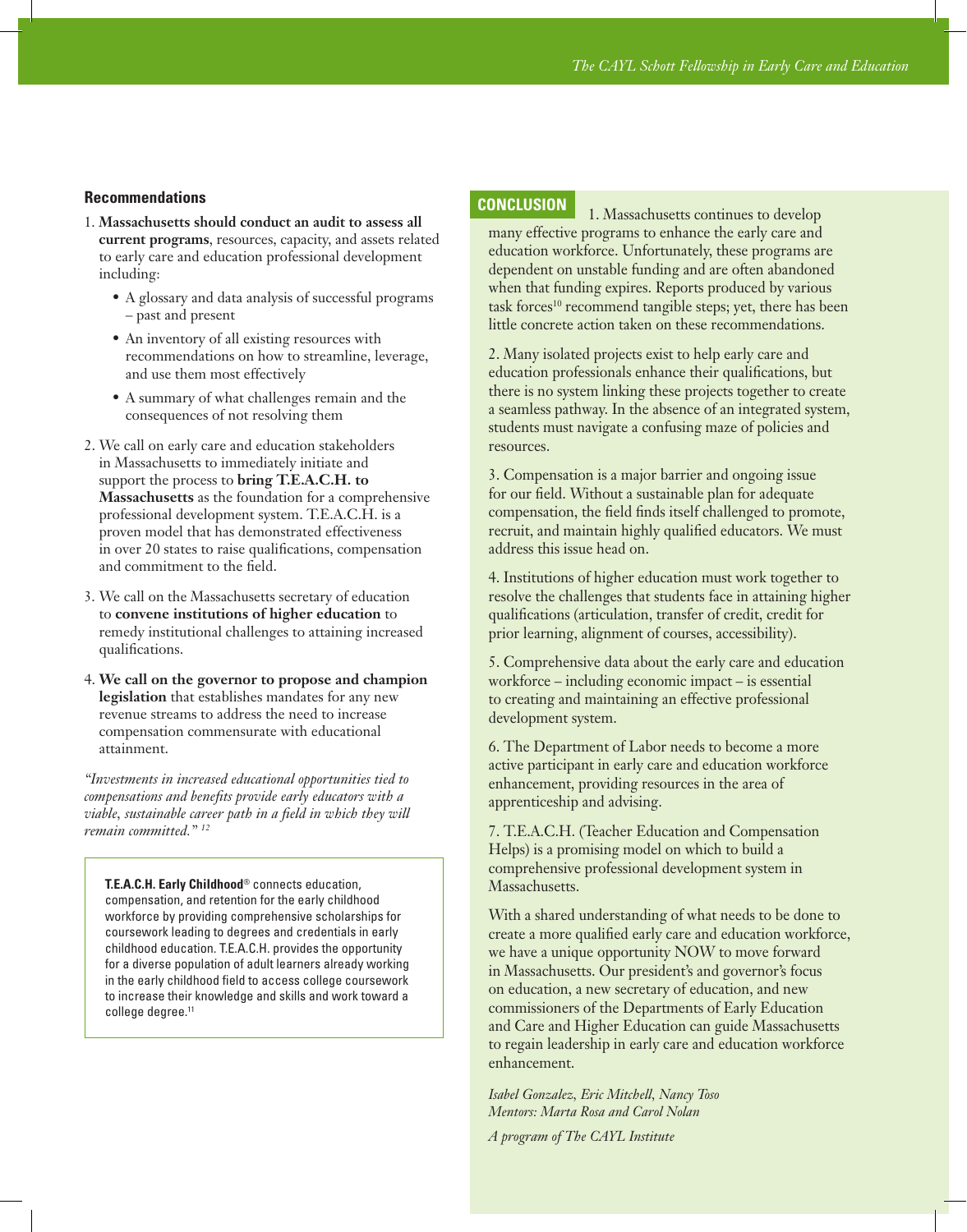### Recommendations

1. **Massachusetts should conduct an audit to assess all current programs**, resources, capacity, and assets related to early care and education professional development including:
   - A glossary and data analysis of successful programs – past and present
   - An inventory of all existing resources with recommendations on how to streamline, leverage, and use them most effectively
   - A summary of what challenges remain and the consequences of not resolving them
2. We call on early care and education stakeholders in Massachusetts to immediately initiate and support the process to **bring T.E.A.C.H. to Massachusetts** as the foundation for a comprehensive professional development system. T.E.A.C.H. is a proven model that has demonstrated effectiveness in over 20 states to raise qualifications, compensation and commitment to the field.
3. We call on the Massachusetts secretary of education to **convene institutions of higher education** to remedy institutional challenges to attaining increased qualifications.
4. **We call on the governor to propose and champion legislation** that establishes mandates for any new revenue streams to address the need to increase compensation commensurate with educational attainment.

*"Investments in increased educational opportunities tied to compensations and benefits provide early educators with a viable, sustainable career path in a field in which they will remain committed."* [12]

**T.E.A.C.H. Early Childhood**® connects education, compensation, and retention for the early childhood workforce by providing comprehensive scholarships for coursework leading to degrees and credentials in early childhood education. T.E.A.C.H. provides the opportunity for a diverse population of adult learners already working in the early childhood field to access college coursework to increase their knowledge and skills and work toward a college degree.[11]

## CONCLUSION

1. Massachusetts continues to develop many effective programs to enhance the early care and education workforce. Unfortunately, these programs are dependent on unstable funding and are often abandoned when that funding expires. Reports produced by various task forces[10] recommend tangible steps; yet, there has been little concrete action taken on these recommendations.

2. Many isolated projects exist to help early care and education professionals enhance their qualifications, but there is no system linking these projects together to create a seamless pathway. In the absence of an integrated system, students must navigate a confusing maze of policies and resources.

3. Compensation is a major barrier and ongoing issue for our field. Without a sustainable plan for adequate compensation, the field finds itself challenged to promote, recruit, and maintain highly qualified educators. We must address this issue head on.

4. Institutions of higher education must work together to resolve the challenges that students face in attaining higher qualifications (articulation, transfer of credit, credit for prior learning, alignment of courses, accessibility).

5. Comprehensive data about the early care and education workforce – including economic impact – is essential to creating and maintaining an effective professional development system.

6. The Department of Labor needs to become a more active participant in early care and education workforce enhancement, providing resources in the area of apprenticeship and advising.

7. T.E.A.C.H. (Teacher Education and Compensation Helps) is a promising model on which to build a comprehensive professional development system in Massachusetts.

With a shared understanding of what needs to be done to create a more qualified early care and education workforce, we have a unique opportunity NOW to move forward in Massachusetts. Our president's and governor's focus on education, a new secretary of education, and new commissioners of the Departments of Early Education and Care and Higher Education can guide Massachusetts to regain leadership in early care and education workforce enhancement.

*Isabel Gonzalez, Eric Mitchell, Nancy Toso*
*Mentors: Marta Rosa and Carol Nolan*

*A program of The CAYL Institute*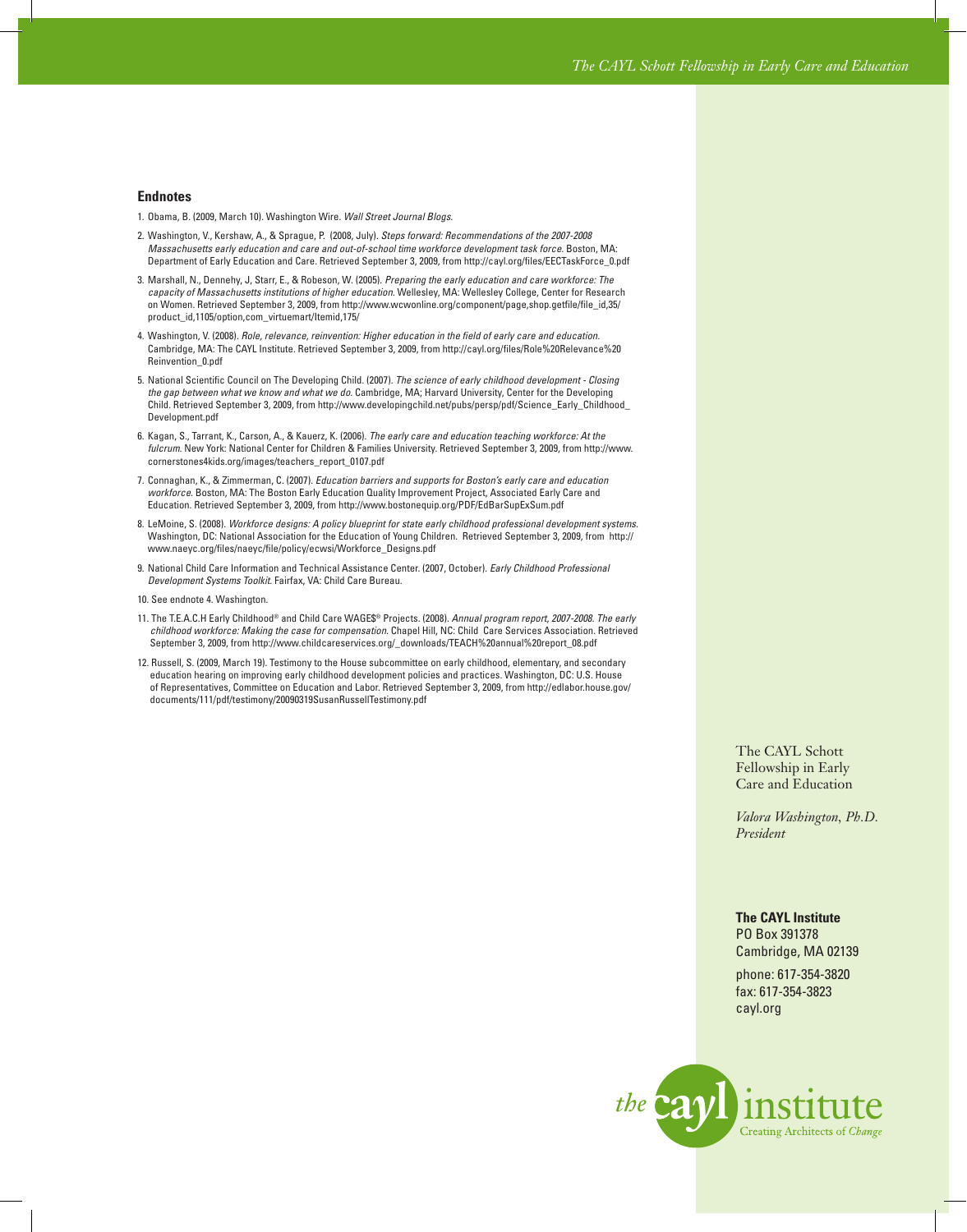## Endnotes

1. Obama, B. (2009, March 10). Washington Wire. *Wall Street Journal Blogs*.

2. Washington, V., Kershaw, A., & Sprague, P. (2008, July). *Steps forward: Recommendations of the 2007-2008 Massachusetts early education and care and out-of-school time workforce development task force*. Boston, MA: Department of Early Education and Care. Retrieved September 3, 2009, from http://cayl.org/files/EECTaskForce_0.pdf

3. Marshall, N., Dennehy, J, Starr, E., & Robeson, W. (2005). *Preparing the early education and care workforce: The capacity of Massachusetts institutions of higher education*. Wellesley, MA: Wellesley College, Center for Research on Women. Retrieved September 3, 2009, from http://www.wcwonline.org/component/page,shop.getfile/file_id,35/product_id,1105/option,com_virtuemart/Itemid,175/

4. Washington, V. (2008). *Role, relevance, reinvention: Higher education in the field of early care and education*. Cambridge, MA: The CAYL Institute. Retrieved September 3, 2009, from http://cayl.org/files/Role%20Relevance%20Reinvention_0.pdf

5. National Scientific Council on The Developing Child. (2007). *The science of early childhood development - Closing the gap between what we know and what we do*. Cambridge, MA; Harvard University, Center for the Developing Child. Retrieved September 3, 2009, from http://www.developingchild.net/pubs/persp/pdf/Science_Early_Childhood_Development.pdf

6. Kagan, S., Tarrant, K., Carson, A., & Kauerz, K. (2006). *The early care and education teaching workforce: At the fulcrum*. New York: National Center for Children & Families University. Retrieved September 3, 2009, from http://www.cornerstones4kids.org/images/teachers_report_0107.pdf

7. Connaghan, K., & Zimmerman, C. (2007). *Education barriers and supports for Boston's early care and education workforce*. Boston, MA: The Boston Early Education Quality Improvement Project, Associated Early Care and Education. Retrieved September 3, 2009, from http://www.bostonequip.org/PDF/EdBarSupExSum.pdf

8. LeMoine, S. (2008). *Workforce designs: A policy blueprint for state early childhood professional development systems*. Washington, DC: National Association for the Education of Young Children. Retrieved September 3, 2009, from http://www.naeyc.org/files/naeyc/file/policy/ecwsi/Workforce_Designs.pdf

9. National Child Care Information and Technical Assistance Center. (2007, October). *Early Childhood Professional Development Systems Toolkit*. Fairfax, VA: Child Care Bureau.

10. See endnote 4. Washington.

11. The T.E.A.C.H Early Childhood® and Child Care WAGE$® Projects. (2008). *Annual program report, 2007-2008. The early childhood workforce: Making the case for compensation*. Chapel Hill, NC: Child Care Services Association. Retrieved September 3, 2009, from http://www.childcareservices.org/_downloads/TEACH%20annual%20report_08.pdf

12. Russell, S. (2009, March 19). Testimony to the House subcommittee on early childhood, elementary, and secondary education hearing on improving early childhood development policies and practices. Washington, DC: U.S. House of Representatives, Committee on Education and Labor. Retrieved September 3, 2009, from http://edlabor.house.gov/documents/111/pdf/testimony/20090319SusanRussellTestimony.pdf

The CAYL Schott Fellowship in Early Care and Education

*Valora Washington, Ph.D.*
*President*

**The CAYL Institute**
PO Box 391378
Cambridge, MA 02139

phone: 617-354-3820
fax: 617-354-3823
cayl.org

the cayl institute
Creating Architects of *Change*